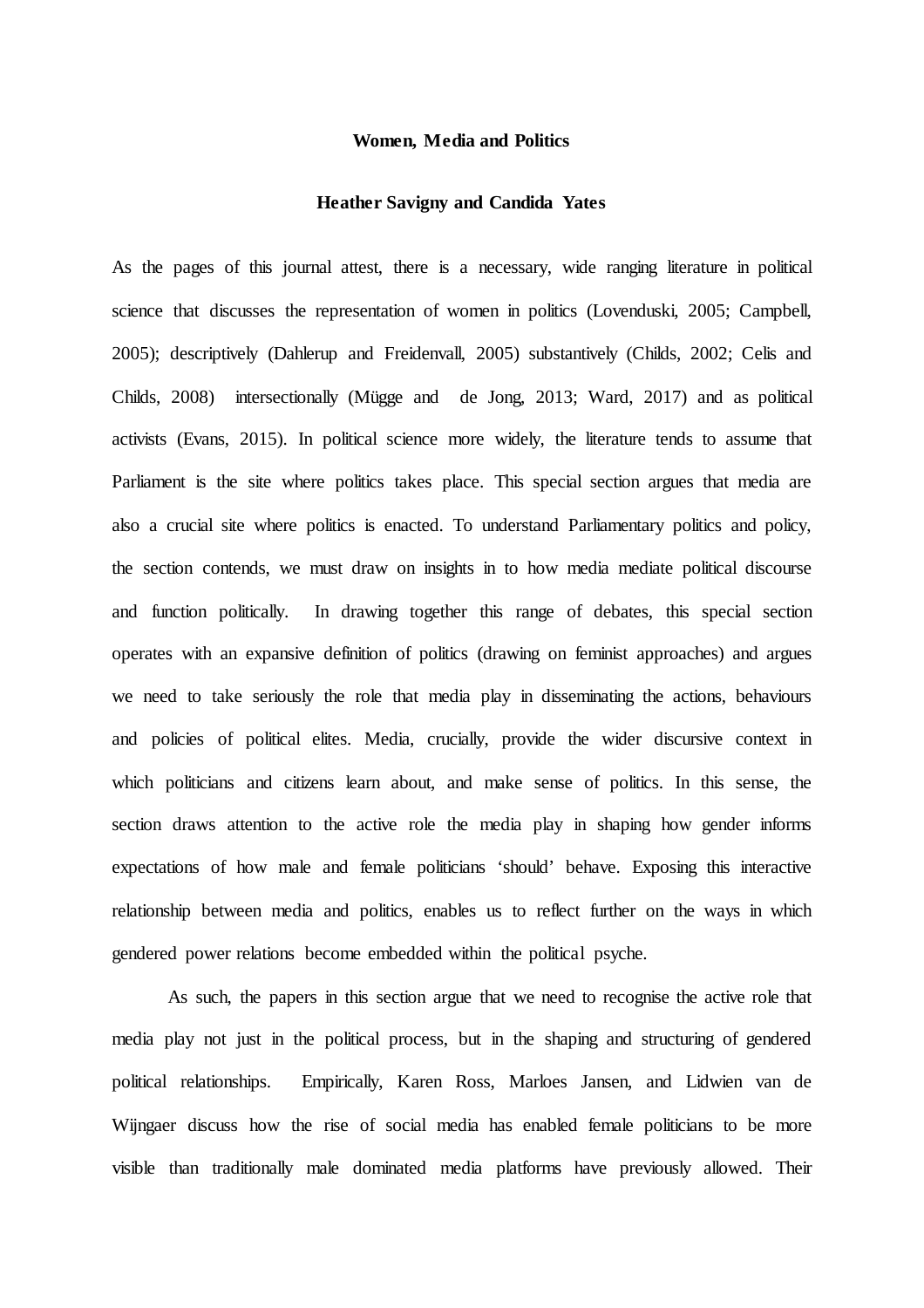# Women, Media and Politics

**Heather Savigny and Candida Yates**

As the pages of this journal attest, there is a necessary, wide ranging literature in political science that discusses the representation of women in politics (Lovenduski, 2005; Campbell, 2005); descriptively (Dahlerup and Freidenvall, 2005) substantively (Childs, 2002; Celis and Childs, 2008) intersectionally (Mügge and de Jong, 2013; Ward, 2017) and as political activists (Evans, 2015). In political science more widely, the literature tends to assume that Parliament is the site where politics takes place. This special section argues that media are also a crucial site where politics is enacted. To understand Parliamentary politics and policy, the section contends, we must draw on insights in to how media mediate political discourse and function politically. In drawing together this range of debates, this special section operates with an expansive definition of politics (drawing on feminist approaches) and argues we need to take seriously the role that media play in disseminating the actions, behaviours and policies of political elites. Media, crucially, provide the wider discursive context in which politicians and citizens learn about, and make sense of politics. In this sense, the section draws attention to the active role the media play in shaping how gender informs expectations of how male and female politicians 'should' behave. Exposing this interactive relationship between media and politics, enables us to reflect further on the ways in which gendered power relations become embedded within the political psyche.

As such, the papers in this section argue that we need to recognise the active role that media play not just in the political process, but in the shaping and structuring of gendered political relationships. Empirically, Karen Ross, Marloes Jansen, and Lidwien van de Wijngaer discuss how the rise of social media has enabled female politicians to be more visible than traditionally male dominated media platforms have previously allowed. Their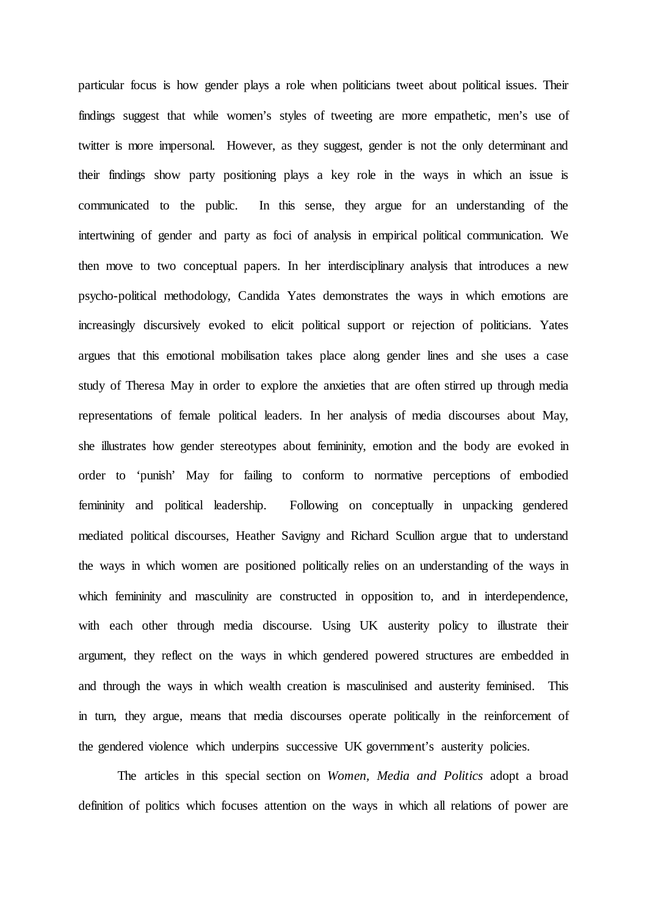particular focus is how gender plays a role when politicians tweet about political issues. Their findings suggest that while women's styles of tweeting are more empathetic, men's use of twitter is more impersonal. However, as they suggest, gender is not the only determinant and their findings show party positioning plays a key role in the ways in which an issue is communicated to the public. In this sense, they argue for an understanding of the intertwining of gender and party as foci of analysis in empirical political communication. We then move to two conceptual papers. In her interdisciplinary analysis that introduces a new psycho-political methodology, Candida Yates demonstrates the ways in which emotions are increasingly discursively evoked to elicit political support or rejection of politicians. Yates argues that this emotional mobilisation takes place along gender lines and she uses a case study of Theresa May in order to explore the anxieties that are often stirred up through media representations of female political leaders. In her analysis of media discourses about May, she illustrates how gender stereotypes about femininity, emotion and the body are evoked in order to 'punish' May for failing to conform to normative perceptions of embodied femininity and political leadership. Following on conceptually in unpacking gendered mediated political discourses, Heather Savigny and Richard Scullion argue that to understand the ways in which women are positioned politically relies on an understanding of the ways in which femininity and masculinity are constructed in opposition to, and in interdependence, with each other through media discourse. Using UK austerity policy to illustrate their argument, they reflect on the ways in which gendered powered structures are embedded in and through the ways in which wealth creation is masculinised and austerity feminised. This in turn, they argue, means that media discourses operate politically in the reinforcement of the gendered violence which underpins successive UK government's austerity policies.

The articles in this special section on *Women, Media and Politics* adopt a broad definition of politics which focuses attention on the ways in which all relations of power are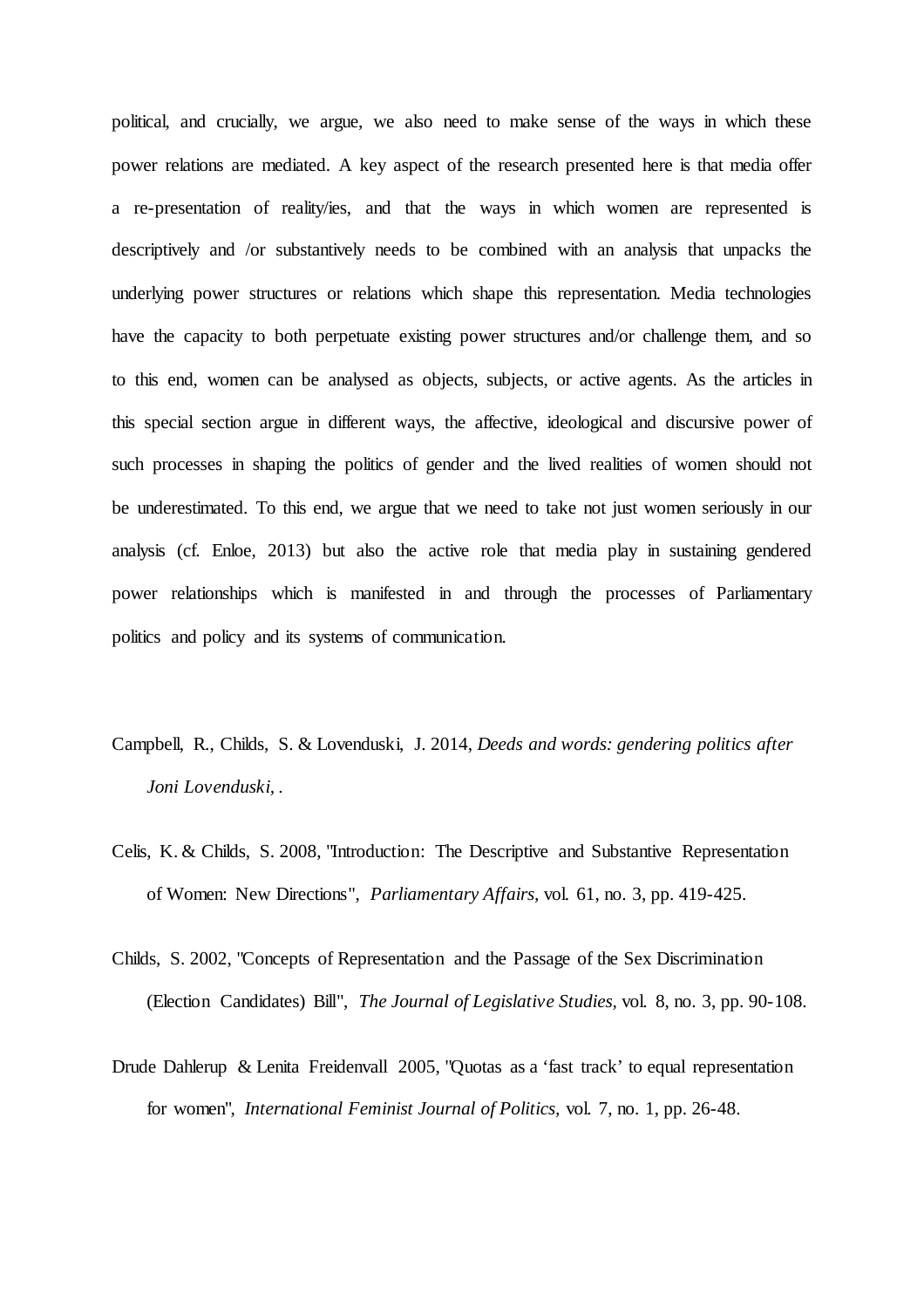political, and crucially, we argue, we also need to make sense of the ways in which these power relations are mediated. A key aspect of the research presented here is that media offer a re-presentation of reality/ies, and that the ways in which women are represented is descriptively and /or substantively needs to be combined with an analysis that unpacks the underlying power structures or relations which shape this representation. Media technologies have the capacity to both perpetuate existing power structures and/or challenge them, and so to this end, women can be analysed as objects, subjects, or active agents. As the articles in this special section argue in different ways, the affective, ideological and discursive power of such processes in shaping the politics of gender and the lived realities of women should not be underestimated. To this end, we argue that we need to take not just women seriously in our analysis (cf. Enloe, 2013) but also the active role that media play in sustaining gendered power relationships which is manifested in and through the processes of Parliamentary politics and policy and its systems of communication.

Campbell, R., Childs, S. & Lovenduski, J. 2014, *Deeds and words: gendering politics after Joni Lovenduski*, .

Celis, K. & Childs, S. 2008, "Introduction: The Descriptive and Substantive Representation of Women: New Directions", *Parliamentary Affairs,* vol. 61, no. 3, pp. 419-425.

Childs, S. 2002, "Concepts of Representation and the Passage of the Sex Discrimination (Election Candidates) Bill", *The Journal of Legislative Studies,* vol. 8, no. 3, pp. 90-108.

Drude Dahlerup & Lenita Freidenvall 2005, "Quotas as a 'fast track' to equal representation for women", *International Feminist Journal of Politics,* vol. 7, no. 1, pp. 26-48.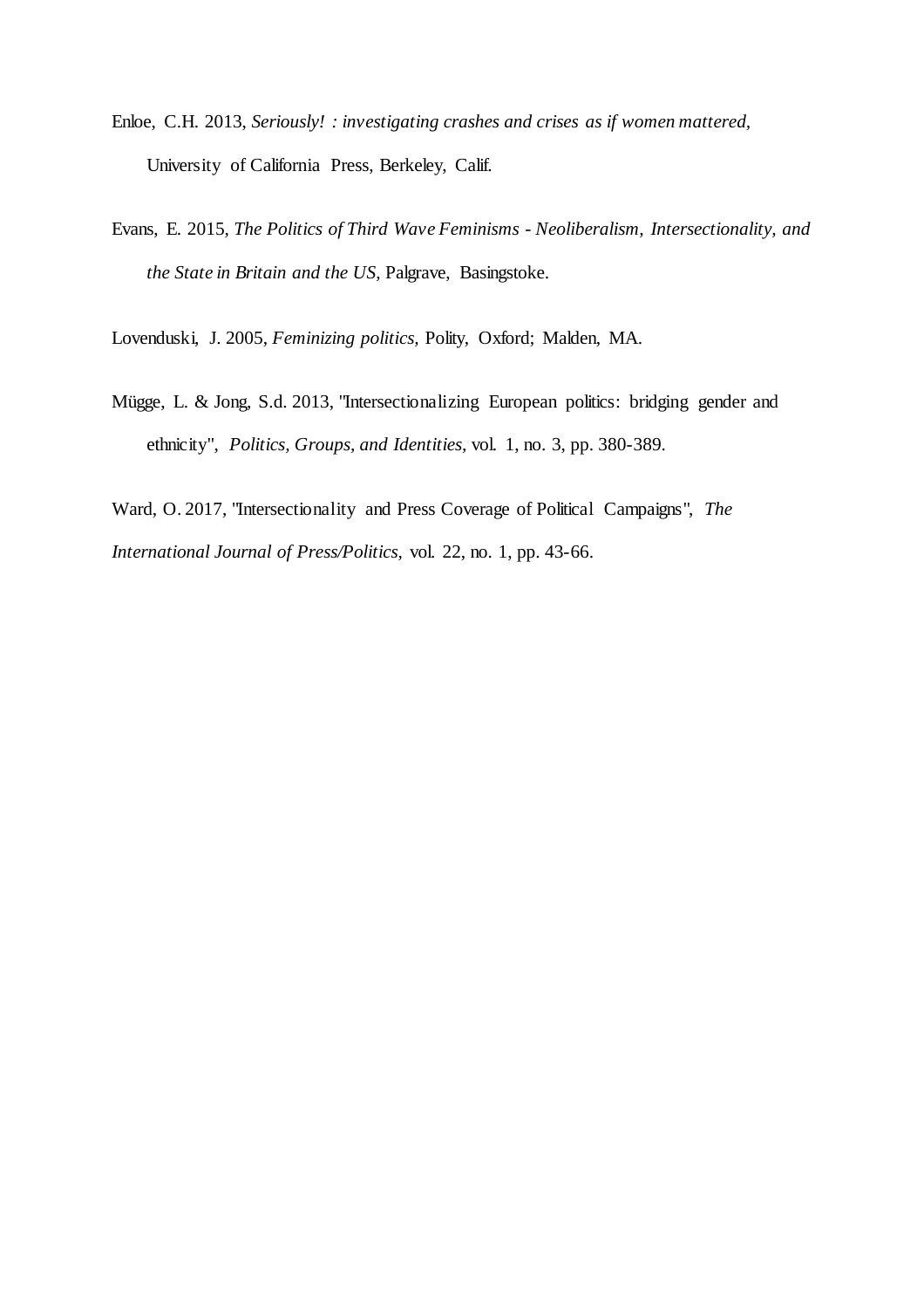Enloe, C.H. 2013, *Seriously! : investigating crashes and crises as if women mattered,* University of California Press, Berkeley, Calif.

Evans, E. 2015, *The Politics of Third Wave Feminisms - Neoliberalism, Intersectionality, and the State in Britain and the US,* Palgrave, Basingstoke.

Lovenduski, J. 2005, *Feminizing politics,* Polity, Oxford; Malden, MA.

Mügge, L. & Jong, S.d. 2013, "Intersectionalizing European politics: bridging gender and ethnicity", *Politics, Groups, and Identities,* vol. 1, no. 3, pp. 380-389.

Ward, O. 2017, "Intersectionality and Press Coverage of Political Campaigns", *The International Journal of Press/Politics,* vol. 22, no. 1, pp. 43-66.